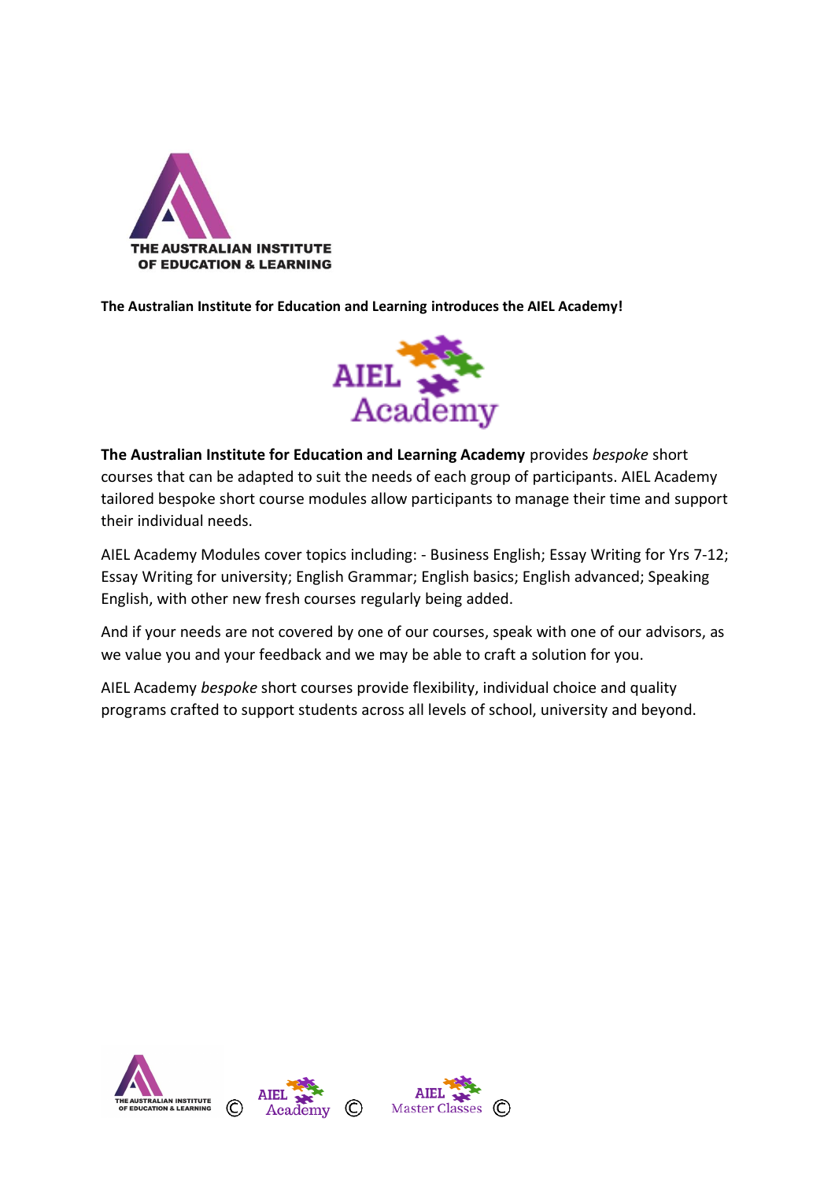THE AUSTRALIAN INSTITUTE OF EDUCATION & LEARNING

**The Australian Institute for Education and Learning introduces the AIEL Academy!**

AIEL Academy

**The Australian Institute for Education and Learning Academy** provides *bespoke* short courses that can be adapted to suit the needs of each group of participants. AIEL Academy tailored bespoke short course modules allow participants to manage their time and support their individual needs.

AIEL Academy Modules cover topics including: - Business English; Essay Writing for Yrs 7-12; Essay Writing for university; English Grammar; English basics; English advanced; Speaking English, with other new fresh courses regularly being added.

And if your needs are not covered by one of our courses, speak with one of our advisors, as we value you and your feedback and we may be able to craft a solution for you.

AIEL Academy *bespoke* short courses provide flexibility, individual choice and quality programs crafted to support students across all levels of school, university and beyond.

THE AUSTRALIAN INSTITUTE OF EDUCATION & LEARNING © AIEL Academy © AIEL Master Classes ©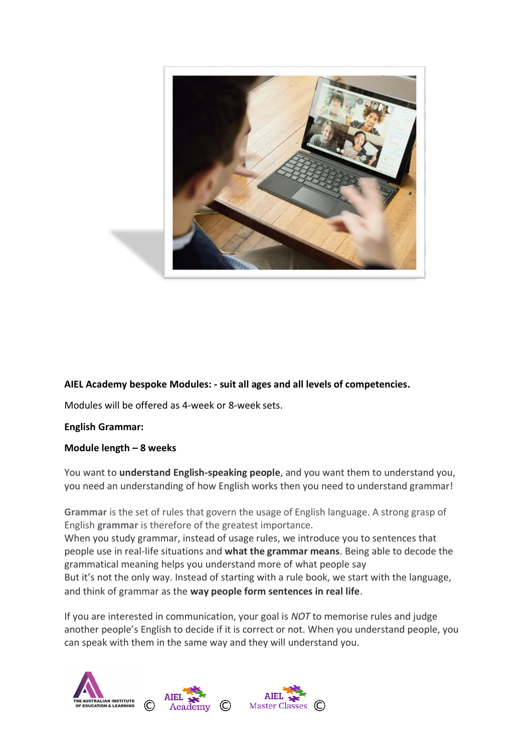**AIEL Academy bespoke Modules: - suit all ages and all levels of competencies.**

Modules will be offered as 4-week or 8-week sets.

**English Grammar:**

**Module length – 8 weeks**

You want to **understand English-speaking people**, and you want them to understand you, you need an understanding of how English works then you need to understand grammar!

**Grammar** is the set of rules that govern the usage of English language. A strong grasp of English **grammar** is therefore of the greatest importance.
When you study grammar, instead of usage rules, we introduce you to sentences that people use in real-life situations and **what the grammar means**. Being able to decode the grammatical meaning helps you understand more of what people say
But it's not the only way. Instead of starting with a rule book, we start with the language, and think of grammar as the **way people form sentences in real life**.

If you are interested in communication, your goal is *NOT* to memorise rules and judge another people's English to decide if it is correct or not. When you understand people, you can speak with them in the same way and they will understand you.

THE AUSTRALIAN INSTITUTE OF EDUCATION & LEARNING © AIEL Academy © AIEL Master Classes ©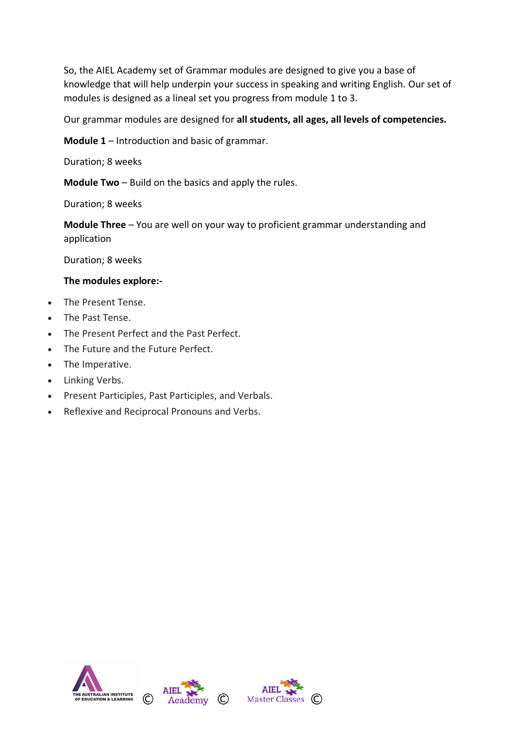So, the AIEL Academy set of Grammar modules are designed to give you a base of knowledge that will help underpin your success in speaking and writing English. Our set of modules is designed as a lineal set you progress from module 1 to 3.

Our grammar modules are designed for **all students, all ages, all levels of competencies.**

**Module 1** – Introduction and basic of grammar.

Duration; 8 weeks

**Module Two** – Build on the basics and apply the rules.

Duration; 8 weeks

**Module Three** – You are well on your way to proficient grammar understanding and application

Duration; 8 weeks

**The modules explore:-**

- The Present Tense.
- The Past Tense.
- The Present Perfect and the Past Perfect.
- The Future and the Future Perfect.
- The Imperative.
- Linking Verbs.
- Present Participles, Past Participles, and Verbals.
- Reflexive and Reciprocal Pronouns and Verbs.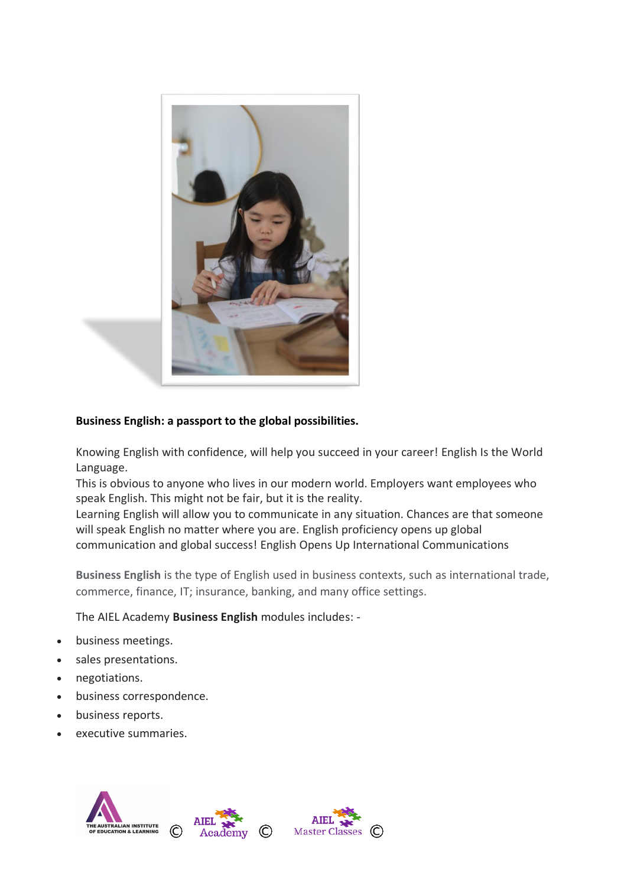**Business English: a passport to the global possibilities.**

Knowing English with confidence, will help you succeed in your career! English Is the World Language.
This is obvious to anyone who lives in our modern world. Employers want employees who speak English. This might not be fair, but it is the reality.
Learning English will allow you to communicate in any situation. Chances are that someone will speak English no matter where you are. English proficiency opens up global communication and global success! English Opens Up International Communications

**Business English** is the type of English used in business contexts, such as international trade, commerce, finance, IT; insurance, banking, and many office settings.

The AIEL Academy **Business English** modules includes: -

- business meetings.
- sales presentations.
- negotiations.
- business correspondence.
- business reports.
- executive summaries.

THE AUSTRALIAN INSTITUTE OF EDUCATION & LEARNING © AIEL Academy © AIEL Master Classes ©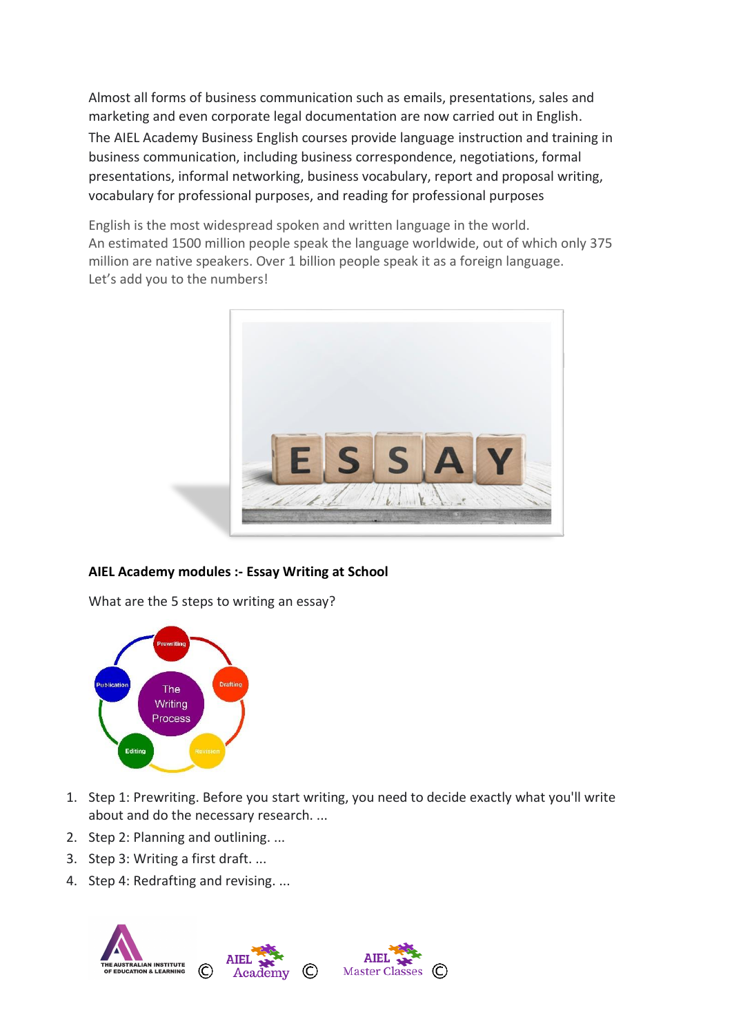Almost all forms of business communication such as emails, presentations, sales and marketing and even corporate legal documentation are now carried out in English.

The AIEL Academy Business English courses provide language instruction and training in business communication, including business correspondence, negotiations, formal presentations, informal networking, business vocabulary, report and proposal writing, vocabulary for professional purposes, and reading for professional purposes

English is the most widespread spoken and written language in the world.
An estimated 1500 million people speak the language worldwide, out of which only 375 million are native speakers. Over 1 billion people speak it as a foreign language.
Let's add you to the numbers!

**AIEL Academy modules :- Essay Writing at School**

What are the 5 steps to writing an essay?

1. Step 1: Prewriting. Before you start writing, you need to decide exactly what you'll write about and do the necessary research. ...
2. Step 2: Planning and outlining. ...
3. Step 3: Writing a first draft. ...
4. Step 4: Redrafting and revising. ...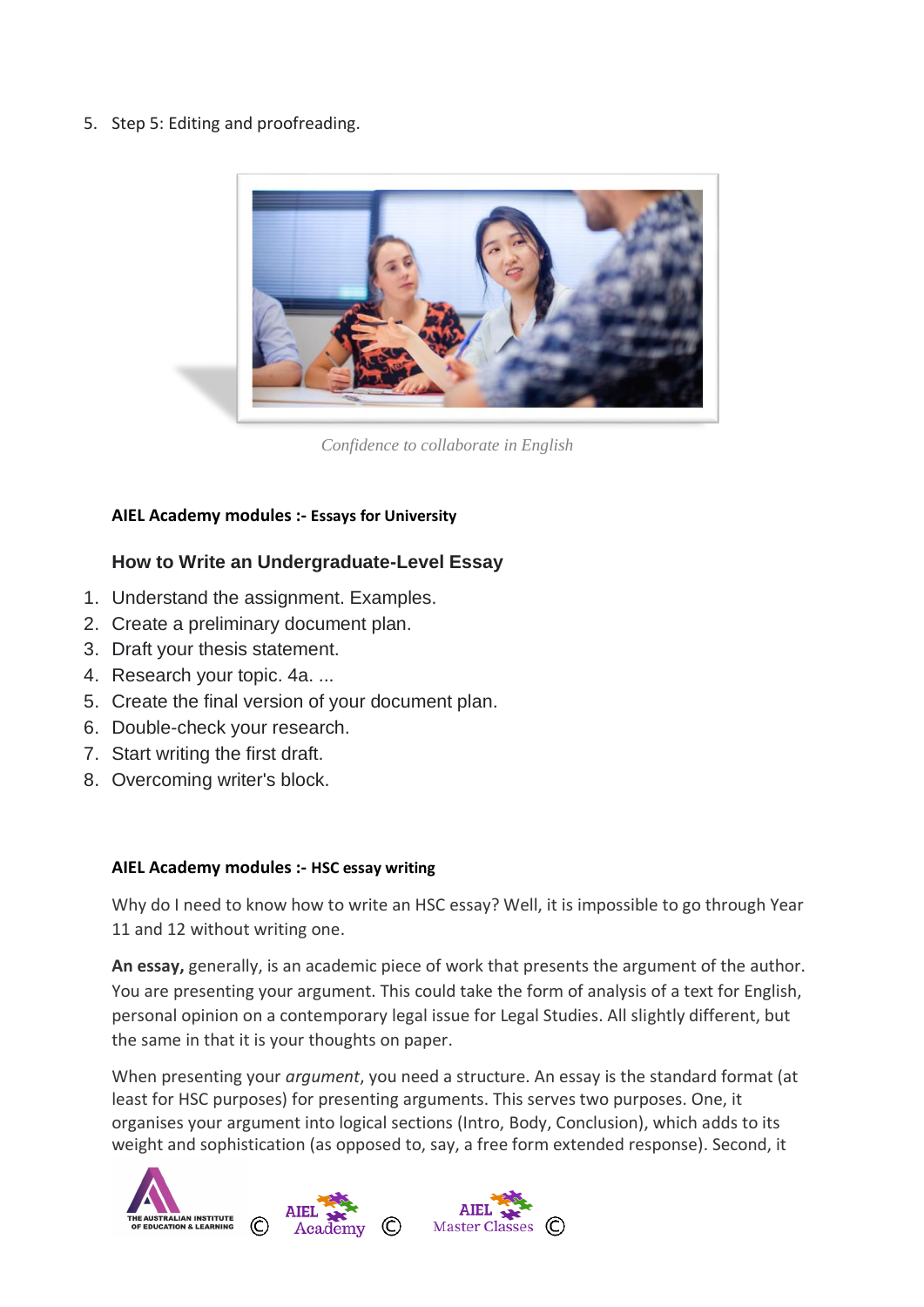5. Step 5: Editing and proofreading.

*Confidence to collaborate in English*

**AIEL Academy modules :- Essays for University**

### How to Write an Undergraduate-Level Essay

1. Understand the assignment. Examples.
2. Create a preliminary document plan.
3. Draft your thesis statement.
4. Research your topic. 4a. ...
5. Create the final version of your document plan.
6. Double-check your research.
7. Start writing the first draft.
8. Overcoming writer's block.

**AIEL Academy modules :- HSC essay writing**

Why do I need to know how to write an HSC essay? Well, it is impossible to go through Year 11 and 12 without writing one.

**An essay,** generally, is an academic piece of work that presents the argument of the author. You are presenting your argument. This could take the form of analysis of a text for English, personal opinion on a contemporary legal issue for Legal Studies. All slightly different, but the same in that it is your thoughts on paper.

When presenting your *argument*, you need a structure. An essay is the standard format (at least for HSC purposes) for presenting arguments. This serves two purposes. One, it organises your argument into logical sections (Intro, Body, Conclusion), which adds to its weight and sophistication (as opposed to, say, a free form extended response). Second, it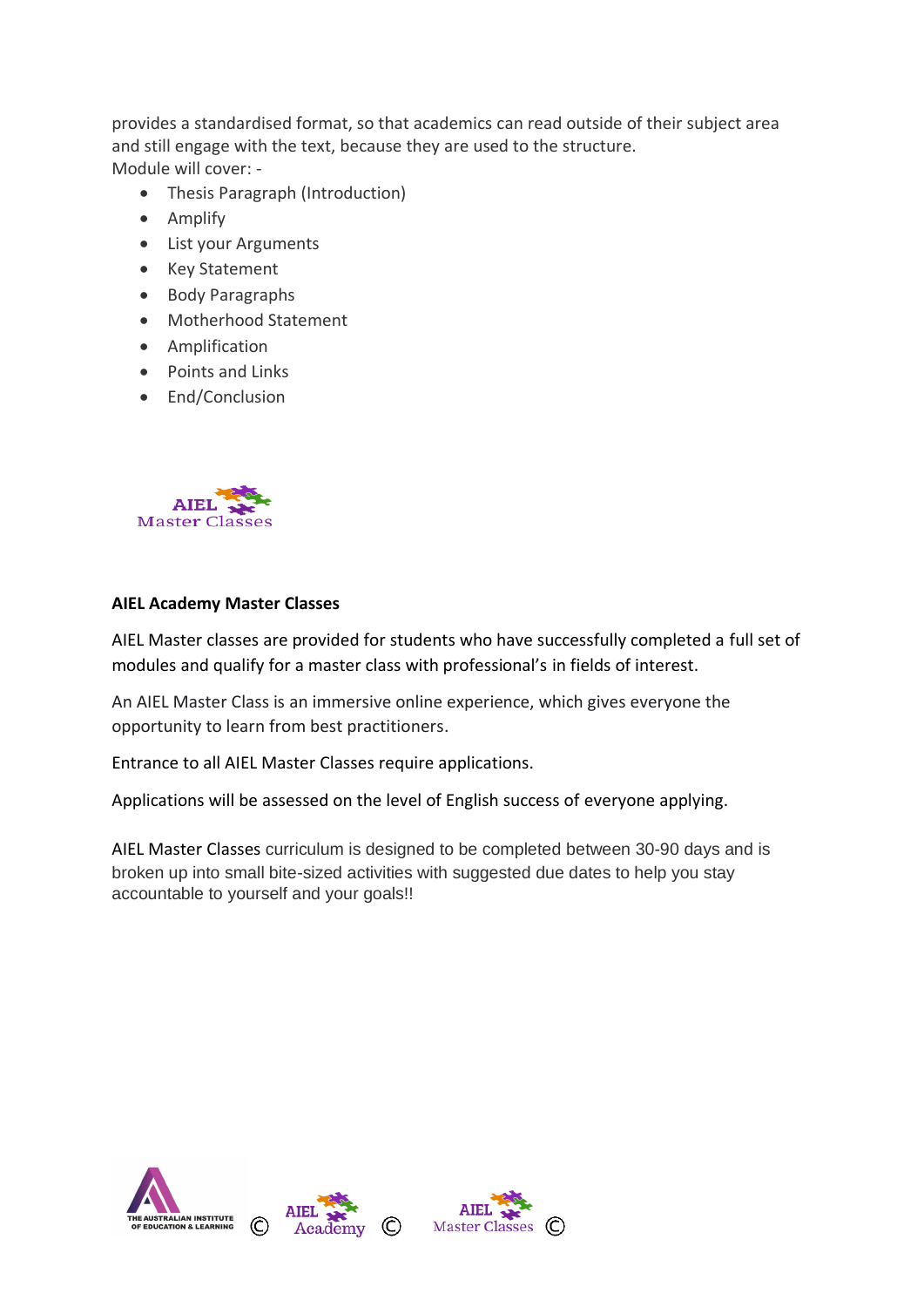provides a standardised format, so that academics can read outside of their subject area and still engage with the text, because they are used to the structure.
Module will cover: -

- Thesis Paragraph (Introduction)
- Amplify
- List your Arguments
- Key Statement
- Body Paragraphs
- Motherhood Statement
- Amplification
- Points and Links
- End/Conclusion

AIEL Master Classes

**AIEL Academy Master Classes**

AIEL Master classes are provided for students who have successfully completed a full set of modules and qualify for a master class with professional's in fields of interest.

An AIEL Master Class is an immersive online experience, which gives everyone the opportunity to learn from best practitioners.

Entrance to all AIEL Master Classes require applications.

Applications will be assessed on the level of English success of everyone applying.

AIEL Master Classes curriculum is designed to be completed between 30-90 days and is broken up into small bite-sized activities with suggested due dates to help you stay accountable to yourself and your goals!!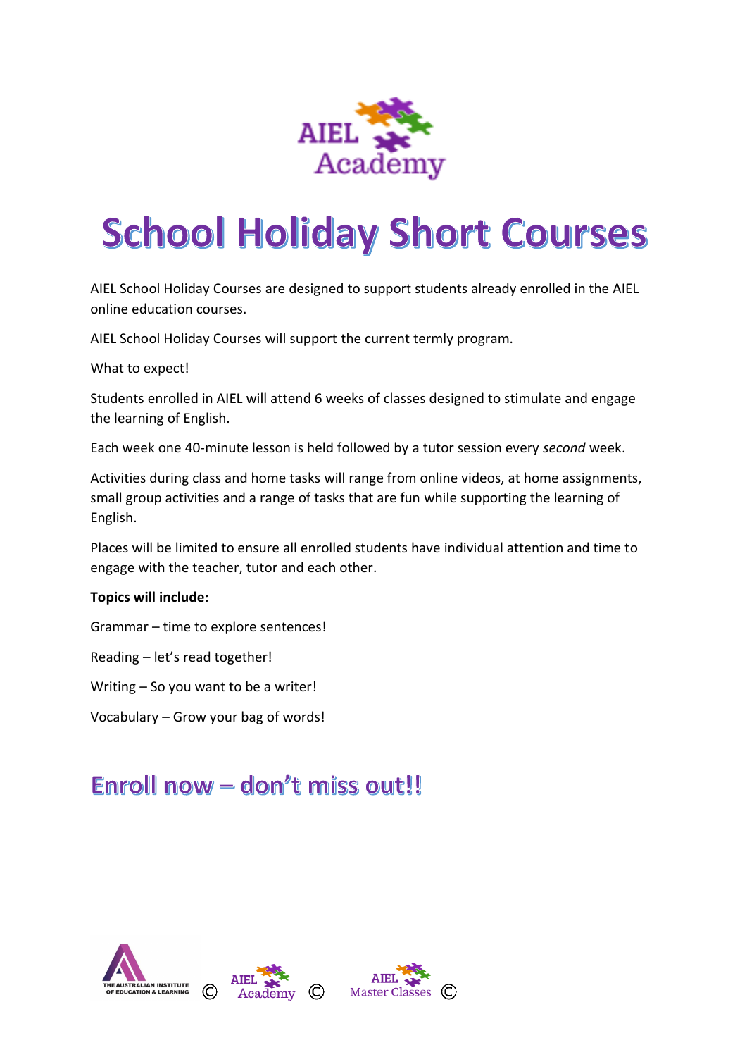AIEL Academy

# School Holiday Short Courses

AIEL School Holiday Courses are designed to support students already enrolled in the AIEL online education courses.

AIEL School Holiday Courses will support the current termly program.

What to expect!

Students enrolled in AIEL will attend 6 weeks of classes designed to stimulate and engage the learning of English.

Each week one 40-minute lesson is held followed by a tutor session every *second* week.

Activities during class and home tasks will range from online videos, at home assignments, small group activities and a range of tasks that are fun while supporting the learning of English.

Places will be limited to ensure all enrolled students have individual attention and time to engage with the teacher, tutor and each other.

**Topics will include:**

Grammar – time to explore sentences!

Reading – let's read together!

Writing – So you want to be a writer!

Vocabulary – Grow your bag of words!

## Enroll now – don't miss out!!

THE AUSTRALIAN INSTITUTE OF EDUCATION & LEARNING © AIEL Academy © AIEL Master Classes ©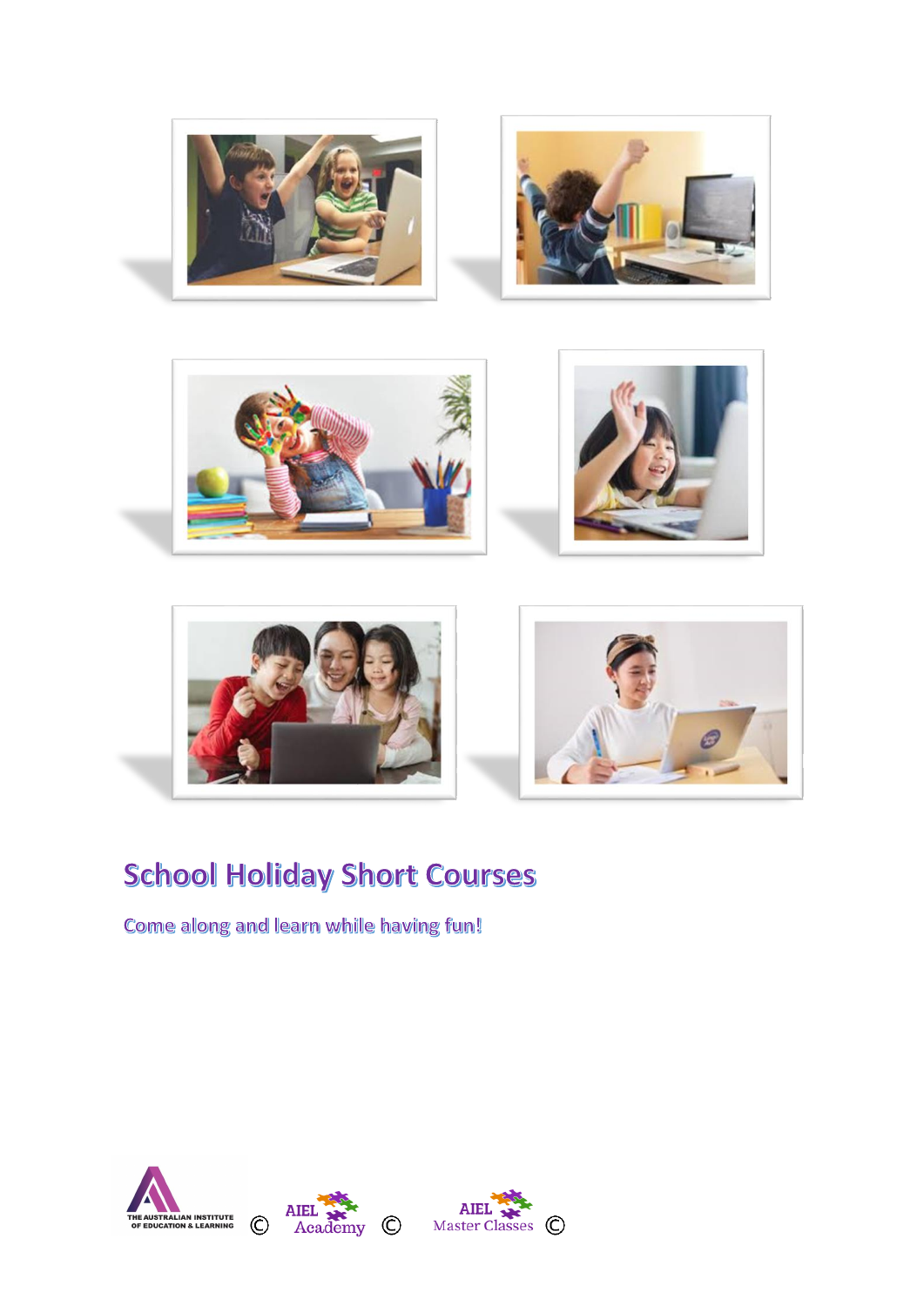# School Holiday Short Courses

Come along and learn while having fun!

THE AUSTRALIAN INSTITUTE OF EDUCATION & LEARNING © AIEL Academy © AIEL Master Classes ©